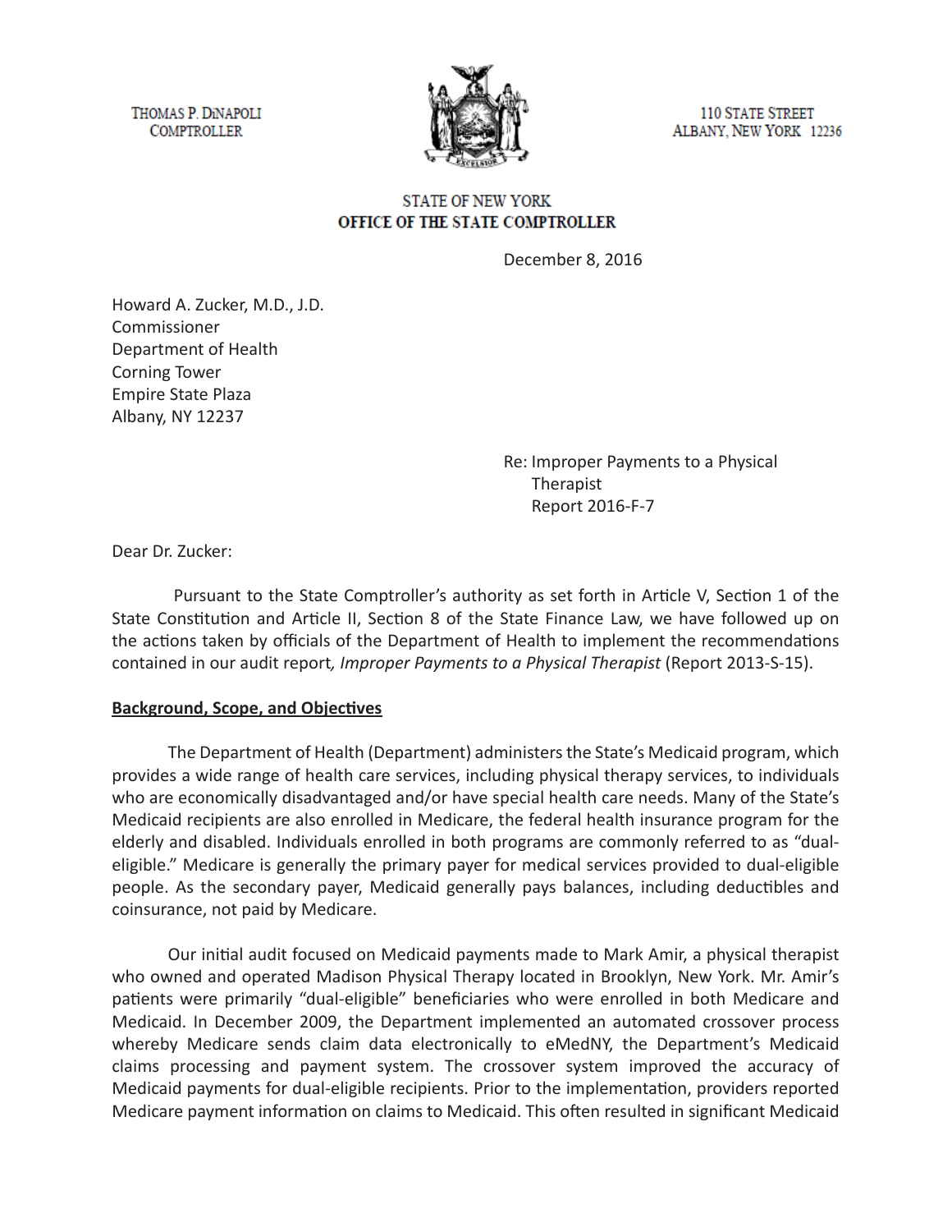THOMAS P. DiNAPOLI
COMPTROLLER

110 STATE STREET
ALBANY, NEW YORK 12236

STATE OF NEW YORK
**OFFICE OF THE STATE COMPTROLLER**

December 8, 2016

Howard A. Zucker, M.D., J.D.
Commissioner
Department of Health
Corning Tower
Empire State Plaza
Albany, NY 12237

Re: Improper Payments to a Physical Therapist
Report 2016-F-7

Dear Dr. Zucker:

Pursuant to the State Comptroller's authority as set forth in Article V, Section 1 of the State Constitution and Article II, Section 8 of the State Finance Law, we have followed up on the actions taken by officials of the Department of Health to implement the recommendations contained in our audit report*, Improper Payments to a Physical Therapist* (Report 2013-S-15).

**Background, Scope, and Objectives**

The Department of Health (Department) administers the State's Medicaid program, which provides a wide range of health care services, including physical therapy services, to individuals who are economically disadvantaged and/or have special health care needs. Many of the State's Medicaid recipients are also enrolled in Medicare, the federal health insurance program for the elderly and disabled. Individuals enrolled in both programs are commonly referred to as "dual-eligible." Medicare is generally the primary payer for medical services provided to dual-eligible people. As the secondary payer, Medicaid generally pays balances, including deductibles and coinsurance, not paid by Medicare.

Our initial audit focused on Medicaid payments made to Mark Amir, a physical therapist who owned and operated Madison Physical Therapy located in Brooklyn, New York. Mr. Amir's patients were primarily "dual-eligible" beneficiaries who were enrolled in both Medicare and Medicaid. In December 2009, the Department implemented an automated crossover process whereby Medicare sends claim data electronically to eMedNY, the Department's Medicaid claims processing and payment system. The crossover system improved the accuracy of Medicaid payments for dual-eligible recipients. Prior to the implementation, providers reported Medicare payment information on claims to Medicaid. This often resulted in significant Medicaid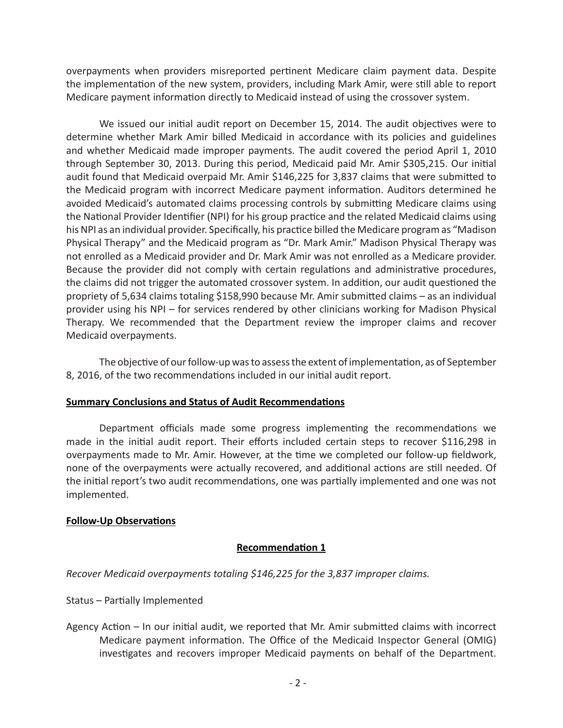overpayments when providers misreported pertinent Medicare claim payment data. Despite the implementation of the new system, providers, including Mark Amir, were still able to report Medicare payment information directly to Medicaid instead of using the crossover system.

We issued our initial audit report on December 15, 2014. The audit objectives were to determine whether Mark Amir billed Medicaid in accordance with its policies and guidelines and whether Medicaid made improper payments. The audit covered the period April 1, 2010 through September 30, 2013. During this period, Medicaid paid Mr. Amir $305,215. Our initial audit found that Medicaid overpaid Mr. Amir $146,225 for 3,837 claims that were submitted to the Medicaid program with incorrect Medicare payment information. Auditors determined he avoided Medicaid's automated claims processing controls by submitting Medicare claims using the National Provider Identifier (NPI) for his group practice and the related Medicaid claims using his NPI as an individual provider. Specifically, his practice billed the Medicare program as "Madison Physical Therapy" and the Medicaid program as "Dr. Mark Amir." Madison Physical Therapy was not enrolled as a Medicaid provider and Dr. Mark Amir was not enrolled as a Medicare provider. Because the provider did not comply with certain regulations and administrative procedures, the claims did not trigger the automated crossover system. In addition, our audit questioned the propriety of 5,634 claims totaling $158,990 because Mr. Amir submitted claims – as an individual provider using his NPI – for services rendered by other clinicians working for Madison Physical Therapy. We recommended that the Department review the improper claims and recover Medicaid overpayments.

The objective of our follow-up was to assess the extent of implementation, as of September 8, 2016, of the two recommendations included in our initial audit report.

## Summary Conclusions and Status of Audit Recommendations

Department officials made some progress implementing the recommendations we made in the initial audit report. Their efforts included certain steps to recover $116,298 in overpayments made to Mr. Amir. However, at the time we completed our follow-up fieldwork, none of the overpayments were actually recovered, and additional actions are still needed. Of the initial report's two audit recommendations, one was partially implemented and one was not implemented.

## Follow-Up Observations

### Recommendation 1

*Recover Medicaid overpayments totaling $146,225 for the 3,837 improper claims.*

Status – Partially Implemented

Agency Action – In our initial audit, we reported that Mr. Amir submitted claims with incorrect Medicare payment information. The Office of the Medicaid Inspector General (OMIG) investigates and recovers improper Medicaid payments on behalf of the Department.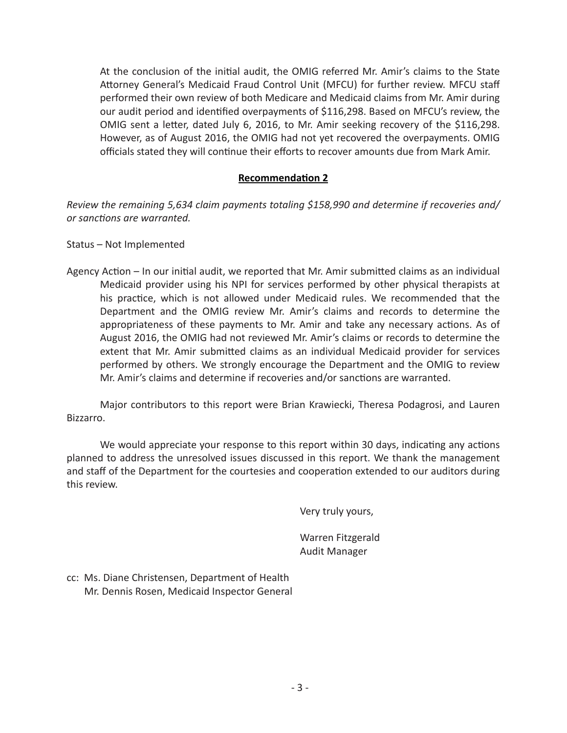At the conclusion of the initial audit, the OMIG referred Mr. Amir's claims to the State Attorney General's Medicaid Fraud Control Unit (MFCU) for further review. MFCU staff performed their own review of both Medicare and Medicaid claims from Mr. Amir during our audit period and identified overpayments of $116,298. Based on MFCU's review, the OMIG sent a letter, dated July 6, 2016, to Mr. Amir seeking recovery of the $116,298. However, as of August 2016, the OMIG had not yet recovered the overpayments. OMIG officials stated they will continue their efforts to recover amounts due from Mark Amir.

**Recommendation 2**

*Review the remaining 5,634 claim payments totaling $158,990 and determine if recoveries and/or sanctions are warranted.*

Status – Not Implemented

Agency Action – In our initial audit, we reported that Mr. Amir submitted claims as an individual Medicaid provider using his NPI for services performed by other physical therapists at his practice, which is not allowed under Medicaid rules. We recommended that the Department and the OMIG review Mr. Amir's claims and records to determine the appropriateness of these payments to Mr. Amir and take any necessary actions. As of August 2016, the OMIG had not reviewed Mr. Amir's claims or records to determine the extent that Mr. Amir submitted claims as an individual Medicaid provider for services performed by others. We strongly encourage the Department and the OMIG to review Mr. Amir's claims and determine if recoveries and/or sanctions are warranted.

Major contributors to this report were Brian Krawiecki, Theresa Podagrosi, and Lauren Bizzarro.

We would appreciate your response to this report within 30 days, indicating any actions planned to address the unresolved issues discussed in this report. We thank the management and staff of the Department for the courtesies and cooperation extended to our auditors during this review.

Very truly yours,

Warren Fitzgerald
Audit Manager

cc: Ms. Diane Christensen, Department of Health
Mr. Dennis Rosen, Medicaid Inspector General